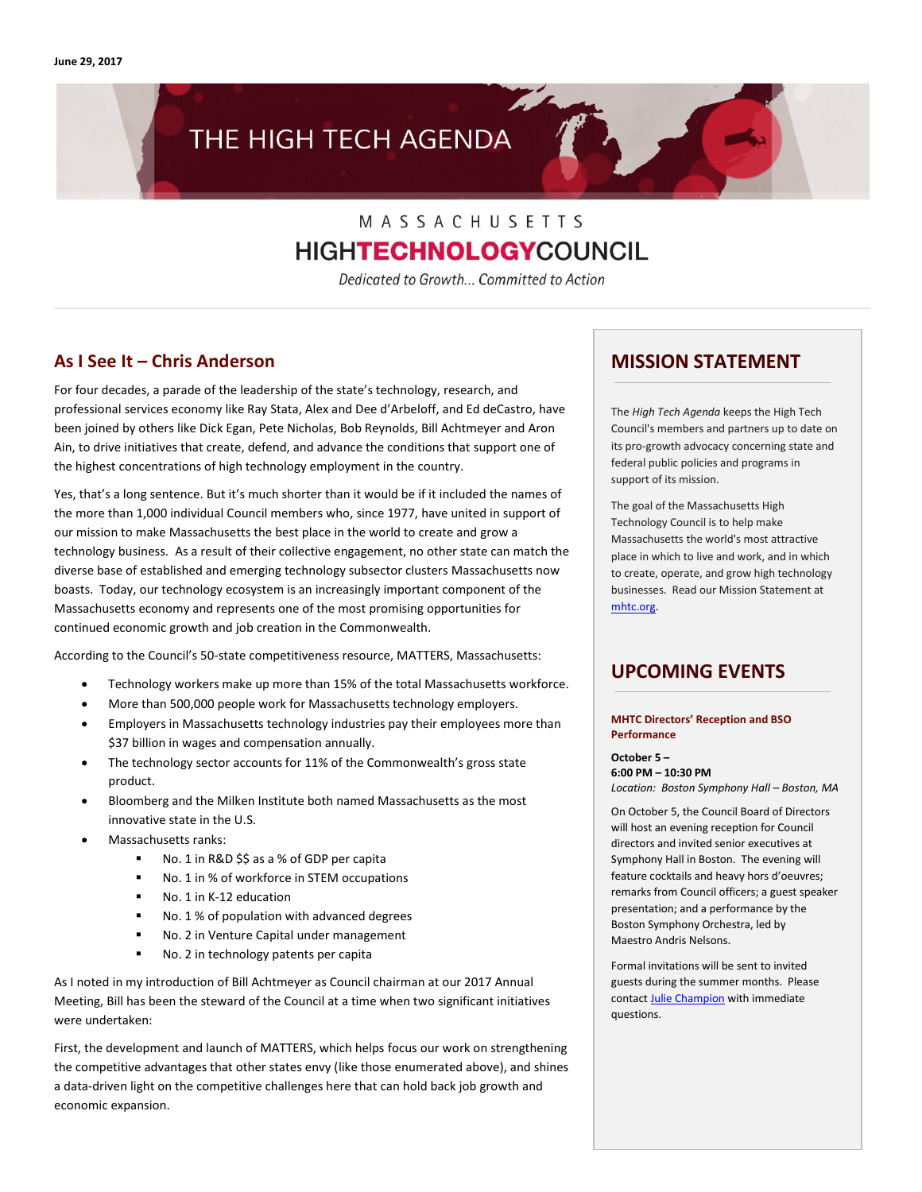June 29, 2017

# THE HIGH TECH AGENDA

MASSACHUSETTS
HIGHTECHNOLOGYCOUNCIL

*Dedicated to Growth... Committed to Action*

## As I See It – Chris Anderson

For four decades, a parade of the leadership of the state's technology, research, and professional services economy like Ray Stata, Alex and Dee d'Arbeloff, and Ed deCastro, have been joined by others like Dick Egan, Pete Nicholas, Bob Reynolds, Bill Achtmeyer and Aron Ain, to drive initiatives that create, defend, and advance the conditions that support one of the highest concentrations of high technology employment in the country.

Yes, that's a long sentence. But it's much shorter than it would be if it included the names of the more than 1,000 individual Council members who, since 1977, have united in support of our mission to make Massachusetts the best place in the world to create and grow a technology business. As a result of their collective engagement, no other state can match the diverse base of established and emerging technology subsector clusters Massachusetts now boasts. Today, our technology ecosystem is an increasingly important component of the Massachusetts economy and represents one of the most promising opportunities for continued economic growth and job creation in the Commonwealth.

According to the Council's 50-state competitiveness resource, MATTERS, Massachusetts:

- Technology workers make up more than 15% of the total Massachusetts workforce.
- More than 500,000 people work for Massachusetts technology employers.
- Employers in Massachusetts technology industries pay their employees more than $37 billion in wages and compensation annually.
- The technology sector accounts for 11% of the Commonwealth's gross state product.
- Bloomberg and the Milken Institute both named Massachusetts as the most innovative state in the U.S.
- Massachusetts ranks:
  - No. 1 in R&D $$ as a % of GDP per capita
  - No. 1 in % of workforce in STEM occupations
  - No. 1 in K-12 education
  - No. 1 % of population with advanced degrees
  - No. 2 in Venture Capital under management
  - No. 2 in technology patents per capita

As I noted in my introduction of Bill Achtmeyer as Council chairman at our 2017 Annual Meeting, Bill has been the steward of the Council at a time when two significant initiatives were undertaken:

First, the development and launch of MATTERS, which helps focus our work on strengthening the competitive advantages that other states envy (like those enumerated above), and shines a data-driven light on the competitive challenges here that can hold back job growth and economic expansion.

## MISSION STATEMENT

The *High Tech Agenda* keeps the High Tech Council's members and partners up to date on its pro-growth advocacy concerning state and federal public policies and programs in support of its mission.

The goal of the Massachusetts High Technology Council is to help make Massachusetts the world's most attractive place in which to live and work, and in which to create, operate, and grow high technology businesses. Read our Mission Statement at mhtc.org.

## UPCOMING EVENTS

**MHTC Directors' Reception and BSO Performance**

**October 5 –**
**6:00 PM – 10:30 PM**
*Location: Boston Symphony Hall – Boston, MA*

On October 5, the Council Board of Directors will host an evening reception for Council directors and invited senior executives at Symphony Hall in Boston. The evening will feature cocktails and heavy hors d'oeuvres; remarks from Council officers; a guest speaker presentation; and a performance by the Boston Symphony Orchestra, led by Maestro Andris Nelsons.

Formal invitations will be sent to invited guests during the summer months. Please contact Julie Champion with immediate questions.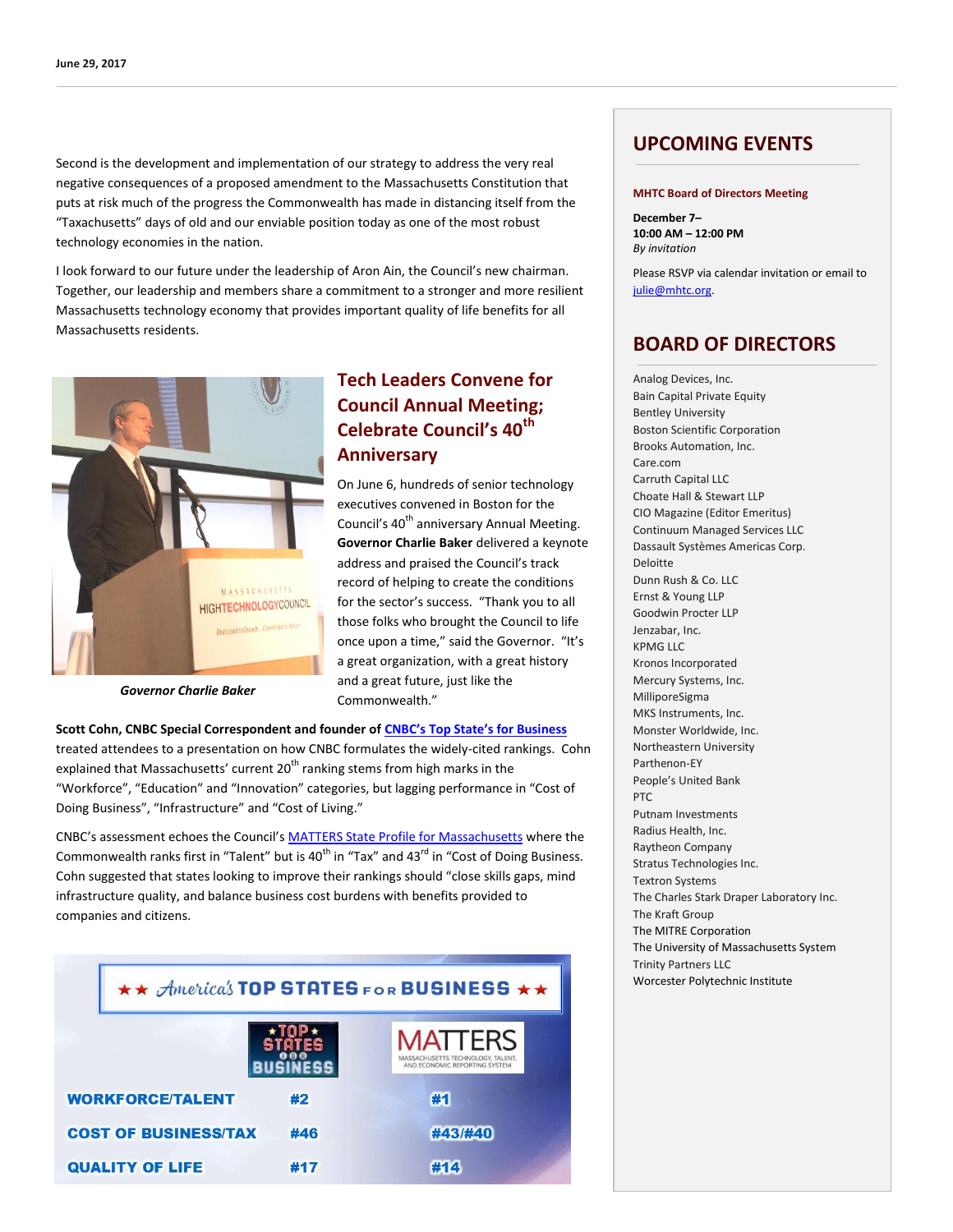June 29, 2017

Second is the development and implementation of our strategy to address the very real negative consequences of a proposed amendment to the Massachusetts Constitution that puts at risk much of the progress the Commonwealth has made in distancing itself from the "Taxachusetts" days of old and our enviable position today as one of the most robust technology economies in the nation.

I look forward to our future under the leadership of Aron Ain, the Council's new chairman. Together, our leadership and members share a commitment to a stronger and more resilient Massachusetts technology economy that provides important quality of life benefits for all Massachusetts residents.

*Governor Charlie Baker*

## Tech Leaders Convene for Council Annual Meeting; Celebrate Council's 40th Anniversary

On June 6, hundreds of senior technology executives convened in Boston for the Council's 40th anniversary Annual Meeting. **Governor Charlie Baker** delivered a keynote address and praised the Council's track record of helping to create the conditions for the sector's success. "Thank you to all those folks who brought the Council to life once upon a time," said the Governor. "It's a great organization, with a great history and a great future, just like the Commonwealth."

**Scott Cohn, CNBC Special Correspondent and founder of** [CNBC's Top State's for Business]() treated attendees to a presentation on how CNBC formulates the widely-cited rankings. Cohn explained that Massachusetts' current 20th ranking stems from high marks in the "Workforce", "Education" and "Innovation" categories, but lagging performance in "Cost of Doing Business", "Infrastructure" and "Cost of Living."

CNBC's assessment echoes the Council's [MATTERS State Profile for Massachusetts]() where the Commonwealth ranks first in "Talent" but is 40th in "Tax" and 43rd in "Cost of Doing Business. Cohn suggested that states looking to improve their rankings should "close skills gaps, mind infrastructure quality, and balance business cost burdens with benefits provided to companies and citizens.

**America's TOP STATES FOR BUSINESS**

| | TOP STATES FOR BUSINESS | MATTERS (Massachusetts Technology, Talent, and Economic Reporting System) |
|---|---|---|
| WORKFORCE/TALENT | #2 | #1 |
| COST OF BUSINESS/TAX | #46 | #43/#40 |
| QUALITY OF LIFE | #17 | #14 |

## UPCOMING EVENTS

**MHTC Board of Directors Meeting**

**December 7–**
**10:00 AM – 12:00 PM**
*By invitation*

Please RSVP via calendar invitation or email to julie@mhtc.org.

## BOARD OF DIRECTORS

Analog Devices, Inc.
Bain Capital Private Equity
Bentley University
Boston Scientific Corporation
Brooks Automation, Inc.
Care.com
Carruth Capital LLC
Choate Hall & Stewart LLP
CIO Magazine (Editor Emeritus)
Continuum Managed Services LLC
Dassault Systèmes Americas Corp.
Deloitte
Dunn Rush & Co. LLC
Ernst & Young LLP
Goodwin Procter LLP
Jenzabar, Inc.
KPMG LLC
Kronos Incorporated
Mercury Systems, Inc.
MilliporeSigma
MKS Instruments, Inc.
Monster Worldwide, Inc.
Northeastern University
Parthenon-EY
People's United Bank
PTC
Putnam Investments
Radius Health, Inc.
Raytheon Company
Stratus Technologies Inc.
Textron Systems
The Charles Stark Draper Laboratory Inc.
The Kraft Group
The MITRE Corporation
The University of Massachusetts System
Trinity Partners LLC
Worcester Polytechnic Institute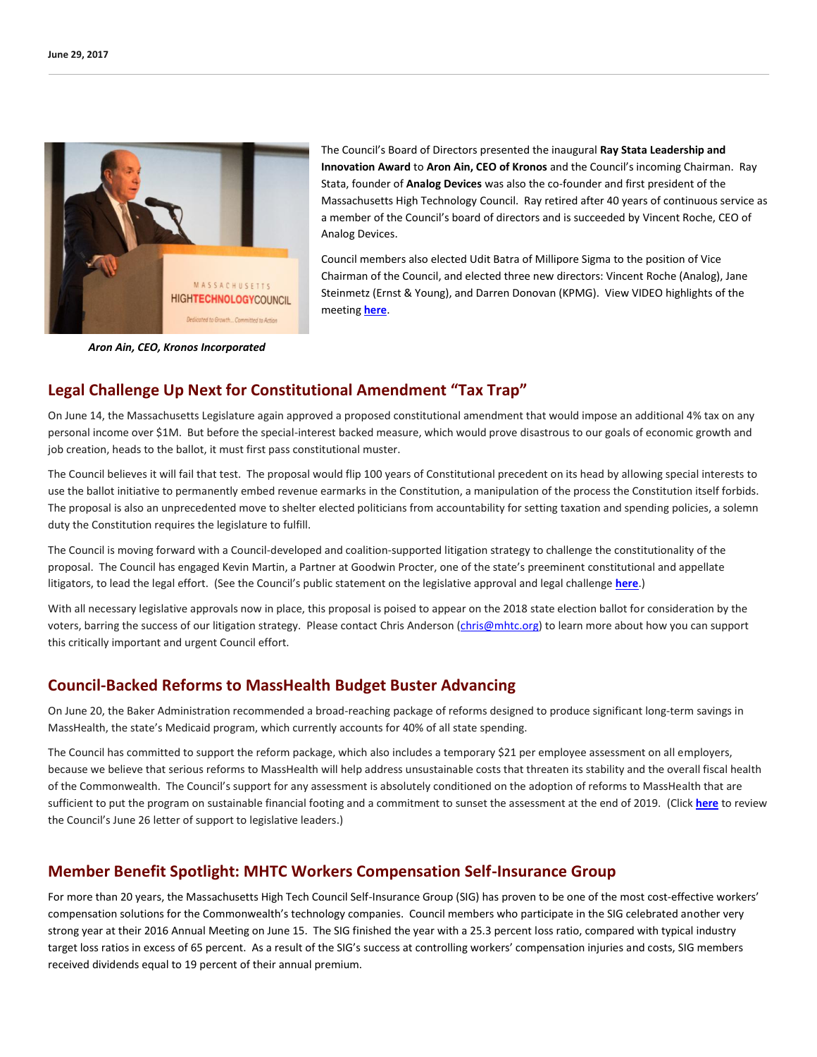June 29, 2017

*Aron Ain, CEO, Kronos Incorporated*

The Council's Board of Directors presented the inaugural **Ray Stata Leadership and Innovation Award** to **Aron Ain, CEO of Kronos** and the Council's incoming Chairman. Ray Stata, founder of **Analog Devices** was also the co-founder and first president of the Massachusetts High Technology Council. Ray retired after 40 years of continuous service as a member of the Council's board of directors and is succeeded by Vincent Roche, CEO of Analog Devices.

Council members also elected Udit Batra of Millipore Sigma to the position of Vice Chairman of the Council, and elected three new directors: Vincent Roche (Analog), Jane Steinmetz (Ernst & Young), and Darren Donovan (KPMG). View VIDEO highlights of the meeting **here**.

## Legal Challenge Up Next for Constitutional Amendment "Tax Trap"

On June 14, the Massachusetts Legislature again approved a proposed constitutional amendment that would impose an additional 4% tax on any personal income over $1M. But before the special-interest backed measure, which would prove disastrous to our goals of economic growth and job creation, heads to the ballot, it must first pass constitutional muster.

The Council believes it will fail that test. The proposal would flip 100 years of Constitutional precedent on its head by allowing special interests to use the ballot initiative to permanently embed revenue earmarks in the Constitution, a manipulation of the process the Constitution itself forbids. The proposal is also an unprecedented move to shelter elected politicians from accountability for setting taxation and spending policies, a solemn duty the Constitution requires the legislature to fulfill.

The Council is moving forward with a Council-developed and coalition-supported litigation strategy to challenge the constitutionality of the proposal. The Council has engaged Kevin Martin, a Partner at Goodwin Procter, one of the state's preeminent constitutional and appellate litigators, to lead the legal effort. (See the Council's public statement on the legislative approval and legal challenge **here**.)

With all necessary legislative approvals now in place, this proposal is poised to appear on the 2018 state election ballot for consideration by the voters, barring the success of our litigation strategy. Please contact Chris Anderson (chris@mhtc.org) to learn more about how you can support this critically important and urgent Council effort.

## Council-Backed Reforms to MassHealth Budget Buster Advancing

On June 20, the Baker Administration recommended a broad-reaching package of reforms designed to produce significant long-term savings in MassHealth, the state's Medicaid program, which currently accounts for 40% of all state spending.

The Council has committed to support the reform package, which also includes a temporary $21 per employee assessment on all employers, because we believe that serious reforms to MassHealth will help address unsustainable costs that threaten its stability and the overall fiscal health of the Commonwealth. The Council's support for any assessment is absolutely conditioned on the adoption of reforms to MassHealth that are sufficient to put the program on sustainable financial footing and a commitment to sunset the assessment at the end of 2019. (Click **here** to review the Council's June 26 letter of support to legislative leaders.)

## Member Benefit Spotlight: MHTC Workers Compensation Self-Insurance Group

For more than 20 years, the Massachusetts High Tech Council Self-Insurance Group (SIG) has proven to be one of the most cost-effective workers' compensation solutions for the Commonwealth's technology companies. Council members who participate in the SIG celebrated another very strong year at their 2016 Annual Meeting on June 15. The SIG finished the year with a 25.3 percent loss ratio, compared with typical industry target loss ratios in excess of 65 percent. As a result of the SIG's success at controlling workers' compensation injuries and costs, SIG members received dividends equal to 19 percent of their annual premium.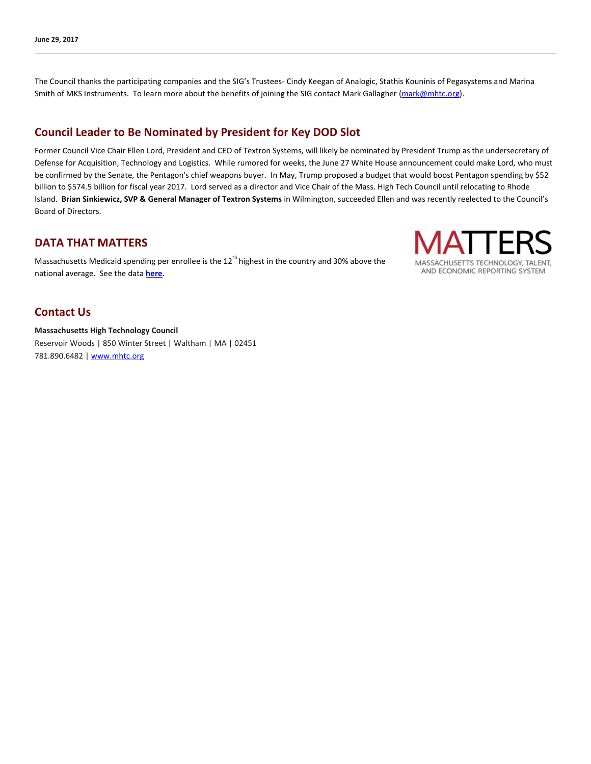June 29, 2017

The Council thanks the participating companies and the SIG's Trustees- Cindy Keegan of Analogic, Stathis Kouninis of Pegasystems and Marina Smith of MKS Instruments. To learn more about the benefits of joining the SIG contact Mark Gallagher (mark@mhtc.org).

## Council Leader to Be Nominated by President for Key DOD Slot

Former Council Vice Chair Ellen Lord, President and CEO of Textron Systems, will likely be nominated by President Trump as the undersecretary of Defense for Acquisition, Technology and Logistics. While rumored for weeks, the June 27 White House announcement could make Lord, who must be confirmed by the Senate, the Pentagon's chief weapons buyer. In May, Trump proposed a budget that would boost Pentagon spending by $52 billion to $574.5 billion for fiscal year 2017. Lord served as a director and Vice Chair of the Mass. High Tech Council until relocating to Rhode Island. **Brian Sinkiewicz, SVP & General Manager of Textron Systems** in Wilmington, succeeded Ellen and was recently reelected to the Council's Board of Directors.

## DATA THAT MATTERS

MATTERS
MASSACHUSETTS TECHNOLOGY, TALENT, AND ECONOMIC REPORTING SYSTEM

Massachusetts Medicaid spending per enrollee is the 12th highest in the country and 30% above the national average. See the data **here**.

## Contact Us

**Massachusetts High Technology Council**
Reservoir Woods | 850 Winter Street | Waltham | MA | 02451
781.890.6482 | www.mhtc.org